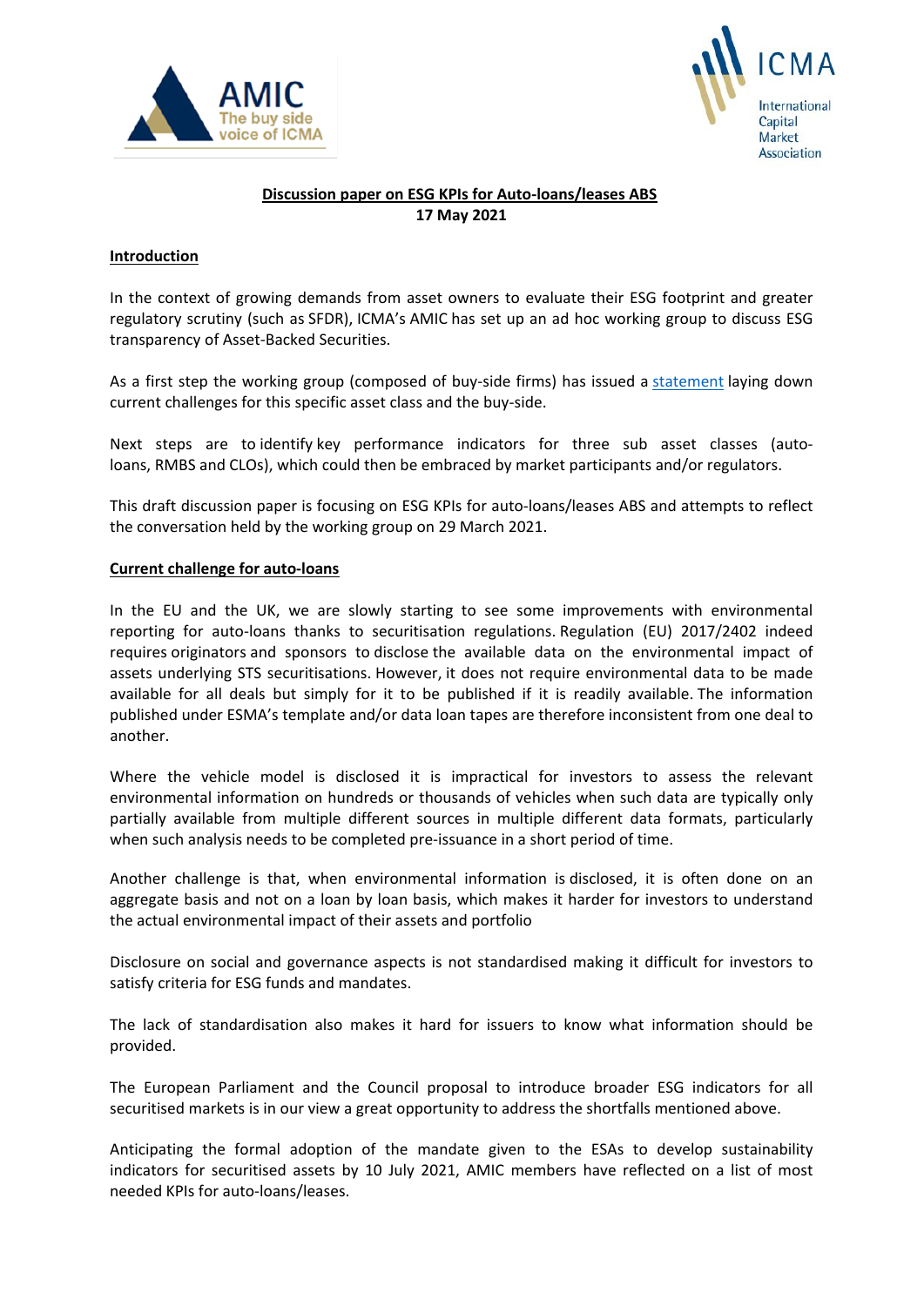**Discussion paper on ESG KPIs for Auto-loans/leases ABS**
**17 May 2021**

## Introduction

In the context of growing demands from asset owners to evaluate their ESG footprint and greater regulatory scrutiny (such as SFDR), ICMA's AMIC has set up an ad hoc working group to discuss ESG transparency of Asset-Backed Securities.

As a first step the working group (composed of buy-side firms) has issued a statement laying down current challenges for this specific asset class and the buy-side.

Next steps are to identify key performance indicators for three sub asset classes (auto-loans, RMBS and CLOs), which could then be embraced by market participants and/or regulators.

This draft discussion paper is focusing on ESG KPIs for auto-loans/leases ABS and attempts to reflect the conversation held by the working group on 29 March 2021.

## Current challenge for auto-loans

In the EU and the UK, we are slowly starting to see some improvements with environmental reporting for auto-loans thanks to securitisation regulations. Regulation (EU) 2017/2402 indeed requires originators and sponsors to disclose the available data on the environmental impact of assets underlying STS securitisations. However, it does not require environmental data to be made available for all deals but simply for it to be published if it is readily available. The information published under ESMA's template and/or data loan tapes are therefore inconsistent from one deal to another.

Where the vehicle model is disclosed it is impractical for investors to assess the relevant environmental information on hundreds or thousands of vehicles when such data are typically only partially available from multiple different sources in multiple different data formats, particularly when such analysis needs to be completed pre-issuance in a short period of time.

Another challenge is that, when environmental information is disclosed, it is often done on an aggregate basis and not on a loan by loan basis, which makes it harder for investors to understand the actual environmental impact of their assets and portfolio

Disclosure on social and governance aspects is not standardised making it difficult for investors to satisfy criteria for ESG funds and mandates.

The lack of standardisation also makes it hard for issuers to know what information should be provided.

The European Parliament and the Council proposal to introduce broader ESG indicators for all securitised markets is in our view a great opportunity to address the shortfalls mentioned above.

Anticipating the formal adoption of the mandate given to the ESAs to develop sustainability indicators for securitised assets by 10 July 2021, AMIC members have reflected on a list of most needed KPIs for auto-loans/leases.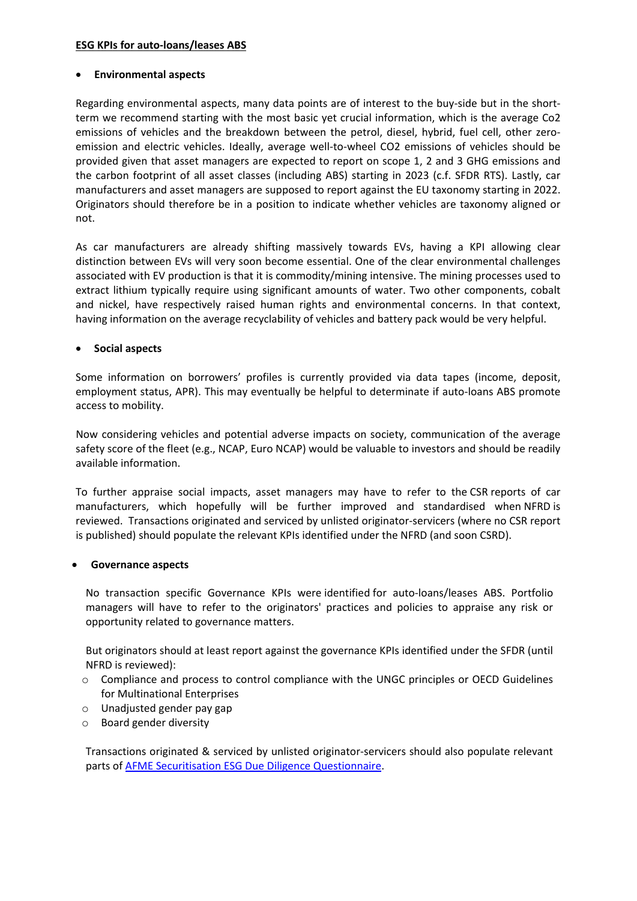**ESG KPIs for auto-loans/leases ABS**

- **Environmental aspects**

Regarding environmental aspects, many data points are of interest to the buy-side but in the short-term we recommend starting with the most basic yet crucial information, which is the average $Co_2$ emissions of vehicles and the breakdown between the petrol, diesel, hybrid, fuel cell, other zero-emission and electric vehicles. Ideally, average well-to-wheel $CO_2$ emissions of vehicles should be provided given that asset managers are expected to report on scope 1, 2 and 3 GHG emissions and the carbon footprint of all asset classes (including ABS) starting in 2023 (c.f. SFDR RTS). Lastly, car manufacturers and asset managers are supposed to report against the EU taxonomy starting in 2022. Originators should therefore be in a position to indicate whether vehicles are taxonomy aligned or not.

As car manufacturers are already shifting massively towards EVs, having a KPI allowing clear distinction between EVs will very soon become essential. One of the clear environmental challenges associated with EV production is that it is commodity/mining intensive. The mining processes used to extract lithium typically require using significant amounts of water. Two other components, cobalt and nickel, have respectively raised human rights and environmental concerns. In that context, having information on the average recyclability of vehicles and battery pack would be very helpful.

- **Social aspects**

Some information on borrowers' profiles is currently provided via data tapes (income, deposit, employment status, APR). This may eventually be helpful to determinate if auto-loans ABS promote access to mobility.

Now considering vehicles and potential adverse impacts on society, communication of the average safety score of the fleet (e.g., NCAP, Euro NCAP) would be valuable to investors and should be readily available information.

To further appraise social impacts, asset managers may have to refer to the CSR reports of car manufacturers, which hopefully will be further improved and standardised when NFRD is reviewed. Transactions originated and serviced by unlisted originator-servicers (where no CSR report is published) should populate the relevant KPIs identified under the NFRD (and soon CSRD).

- **Governance aspects**

No transaction specific Governance KPIs were identified for auto-loans/leases ABS. Portfolio managers will have to refer to the originators' practices and policies to appraise any risk or opportunity related to governance matters.

But originators should at least report against the governance KPIs identified under the SFDR (until NFRD is reviewed):

- Compliance and process to control compliance with the UNGC principles or OECD Guidelines for Multinational Enterprises
- Unadjusted gender pay gap
- Board gender diversity

Transactions originated & serviced by unlisted originator-servicers should also populate relevant parts of AFME Securitisation ESG Due Diligence Questionnaire.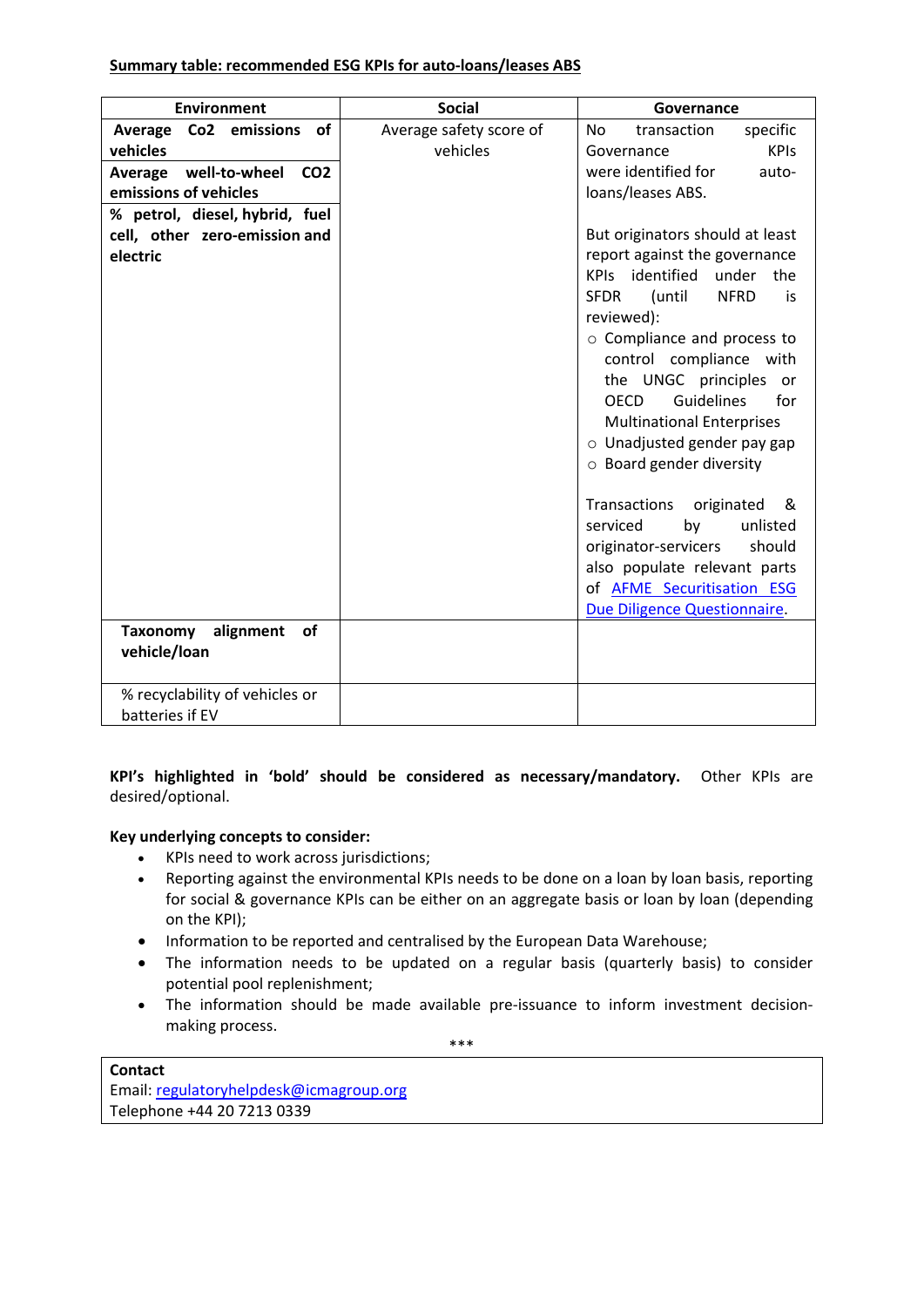**Summary table: recommended ESG KPIs for auto-loans/leases ABS**

| Environment | Social | Governance |
|---|---|---|
| **Average Co2 emissions of vehicles**<br>**Average well-to-wheel CO2 emissions of vehicles**<br>**% petrol, diesel, hybrid, fuel cell, other zero-emission and electric** | Average safety score of vehicles | No transaction specific Governance KPIs were identified for auto-loans/leases ABS.<br><br>But originators should at least report against the governance KPIs identified under the SFDR (until NFRD is reviewed):<br>○ Compliance and process to control compliance with the UNGC principles or OECD Guidelines for Multinational Enterprises<br>○ Unadjusted gender pay gap<br>○ Board gender diversity<br><br>Transactions originated & serviced by unlisted originator-servicers should also populate relevant parts of [AFME Securitisation ESG Due Diligence Questionnaire](). |
| **Taxonomy alignment of vehicle/loan** | | |
| % recyclability of vehicles or batteries if EV | | |

**KPI's highlighted in 'bold' should be considered as necessary/mandatory.** Other KPIs are desired/optional.

**Key underlying concepts to consider:**

- KPIs need to work across jurisdictions;
- Reporting against the environmental KPIs needs to be done on a loan by loan basis, reporting for social & governance KPIs can be either on an aggregate basis or loan by loan (depending on the KPI);
- Information to be reported and centralised by the European Data Warehouse;
- The information needs to be updated on a regular basis (quarterly basis) to consider potential pool replenishment;
- The information should be made available pre-issuance to inform investment decision-making process.

\*\*\*

**Contact**
Email: regulatoryhelpdesk@icmagroup.org
Telephone +44 20 7213 0339